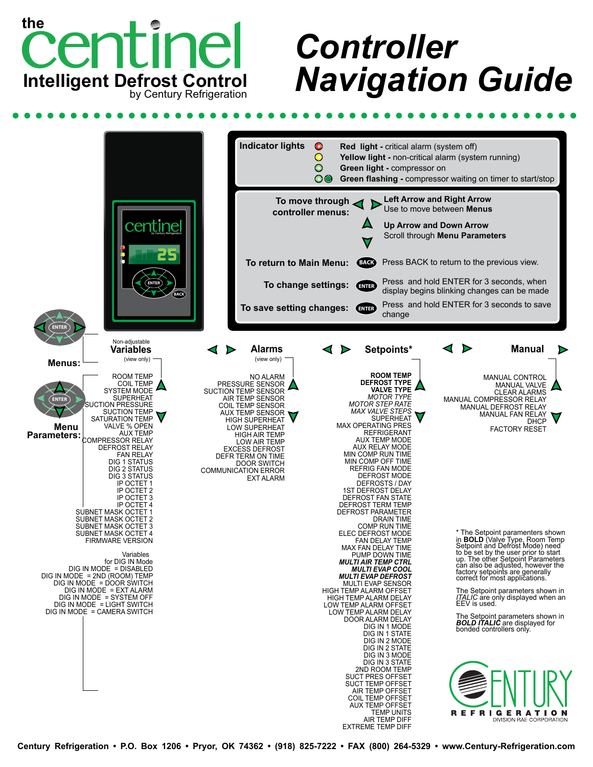the **centinel**

**Intelligent Defrost Control**
by Century Refrigeration

# *Controller Navigation Guide*

| | |
|---|---|
| **Indicator lights** | **Red light -** critical alarm (system off) |
| | **Yellow light -** non-critical alarm (system running) |
| | **Green light -** compressor on |
| | **Green flashing -** compressor waiting on timer to start/stop |

| | |
|---|---|
| **To move through controller menus:** | **Left Arrow and Right Arrow** Use to move between **Menus** |
| | **Up Arrow and Down Arrow** Scroll through **Menu Parameters** |
| **To return to Main Menu:** | BACK — Press BACK to return to the previous view. |
| **To change settings:** | ENTER — Press and hold ENTER for 3 seconds, when display begins blinking changes can be made |
| **To save setting changes:** | ENTER — Press and hold ENTER for 3 seconds to save change |

## Menus:

### Variables
Non-adjustable (view only)

**Menu Parameters:**

- ROOM TEMP
- COIL TEMP
- SYSTEM MODE
- SUPERHEAT
- SUCTION PRESSURE
- SUCTION TEMP
- SATURATION TEMP
- VALVE % OPEN
- AUX TEMP
- COMPRESSOR RELAY
- DEFROST RELAY
- FAN RELAY
- DIG 1 STATUS
- DIG 2 STATUS
- DIG 3 STATUS
- IP OCTET 1
- IP OCTET 2
- IP OCTET 3
- IP OCTET 4
- SUBNET MASK OCTET 1
- SUBNET MASK OCTET 2
- SUBNET MASK OCTET 3
- SUBNET MASK OCTET 4
- FIRMWARE VERSION

Variables for DIG IN Mode

- DIG IN MODE = DISABLED
- DIG IN MODE = 2ND (ROOM) TEMP
- DIG IN MODE = DOOR SWITCH
- DIG IN MODE = EXT ALARM
- DIG IN MODE = SYSTEM OFF
- DIG IN MODE = LIGHT SWITCH
- DIG IN MODE = CAMERA SWITCH

### Alarms
(view only)

- NO ALARM
- PRESSURE SENSOR
- SUCTION TEMP SENSOR
- AIR TEMP SENSOR
- COIL TEMP SENSOR
- AUX TEMP SENSOR
- HIGH SUPERHEAT
- LOW SUPERHEAT
- HIGH AIR TEMP
- LOW AIR TEMP
- EXCESS DEFROST
- DEFR TERM ON TIME
- DOOR SWITCH
- COMMUNICATION ERROR
- EXT ALARM

### Setpoints*

- **ROOM TEMP**
- **DEFROST TYPE**
- **VALVE TYPE**
- *MOTOR TYPE*
- *MOTOR STEP RATE*
- *MAX VALVE STEPS*
- SUPERHEAT
- MAX OPERATING PRES
- REFRIGERANT
- AUX TEMP MODE
- AUX RELAY MODE
- MIN COMP RUN TIME
- MIN COMP OFF TIME
- REFRIG FAN MODE
- DEFROST MODE
- DEFROSTS / DAY
- 1ST DEFROST DELAY
- DEFROST FAN STATE
- DEFROST TERM TEMP
- DEFROST PARAMETER
- DRAIN TIME
- COMP RUN TIME
- ELEC DEFROST MODE
- FAN DELAY TEMP
- MAX FAN DELAY TIME
- PUMP DOWN TIME
- ***MULTI AIR TEMP CTRL***
- ***MULTI EVAP COOL***
- ***MULTI EVAP DEFROST***
- MULTI EVAP SENSOR
- HIGH TEMP ALARM OFFSET
- HIGH TEMP ALARM DELAY
- LOW TEMP ALARM OFFSET
- LOW TEMP ALARM DELAY
- DOOR ALARM DELAY
- DIG IN 1 MODE
- DIG IN 1 STATE
- DIG IN 2 MODE
- DIG IN 2 STATE
- DIG IN 3 MODE
- DIG IN 3 STATE
- 2ND ROOM TEMP
- SUCT PRES OFFSET
- SUCT TEMP OFFSET
- AIR TEMP OFFSET
- COIL TEMP OFFSET
- AUX TEMP OFFSET
- TEMP UNITS
- AIR TEMP DIFF
- EXTREME TEMP DIFF

### Manual

- MANUAL CONTROL
- MANUAL VALVE
- CLEAR ALARMS
- MANUAL COMPRESSOR RELAY
- MANUAL DEFROST RELAY
- MANUAL FAN RELAY
- DHCP
- FACTORY RESET

\* The Setpoint paramenters shown in **BOLD** (Valve Type, Room Temp Setpoint and Defrost Mode) need to be set by the user prior to start up. The other Setpoint Parameters can also be adjusted, however the factory setpoints are generally correct for most applications.

The Setpoint parameters shown in *ITALIC* are only displayed when an EEV is used.

The Setpoint parameters shown in ***BOLD ITALIC*** are displayed for bonded controllers only.

CENTURY REFRIGERATION
DIVISION RAE CORPORATION

Century Refrigeration • P.O. Box 1206 • Pryor, OK 74362 • (918) 825-7222 • FAX (800) 264-5329 • www.Century-Refrigeration.com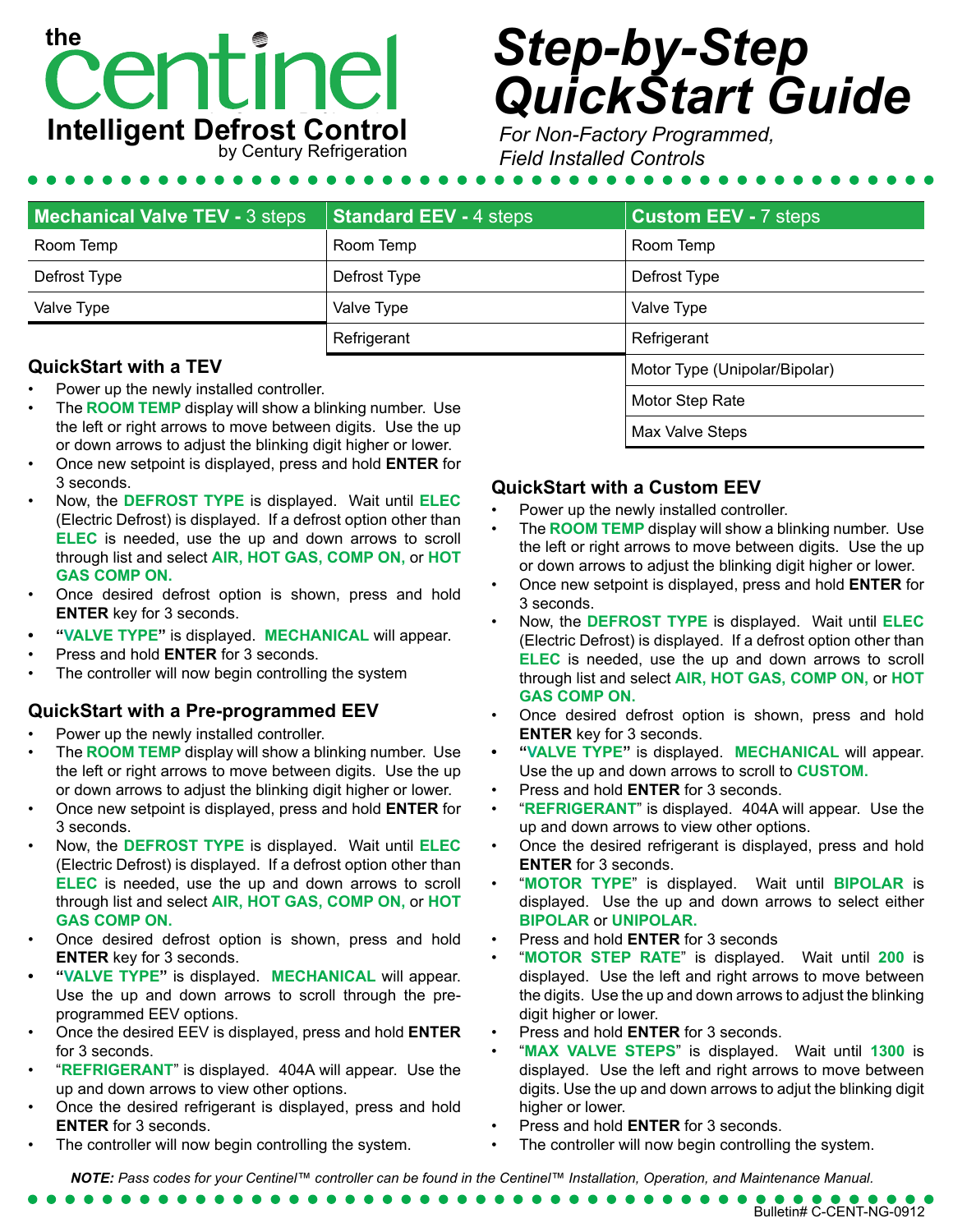# the centinel
## Intelligent Defrost Control
by Century Refrigeration

# Step-by-Step QuickStart Guide

*For Non-Factory Programmed, Field Installed Controls*

| Mechanical Valve TEV - 3 steps | Standard EEV - 4 steps | Custom EEV - 7 steps |
|---|---|---|
| Room Temp | Room Temp | Room Temp |
| Defrost Type | Defrost Type | Defrost Type |
| Valve Type | Valve Type | Valve Type |
| | Refrigerant | Refrigerant |
| | | Motor Type (Unipolar/Bipolar) |
| | | Motor Step Rate |
| | | Max Valve Steps |

## QuickStart with a TEV

- Power up the newly installed controller.
- The **ROOM TEMP** display will show a blinking number. Use the left or right arrows to move between digits. Use the up or down arrows to adjust the blinking digit higher or lower.
- Once new setpoint is displayed, press and hold **ENTER** for 3 seconds.
- Now, the **DEFROST TYPE** is displayed. Wait until **ELEC** (Electric Defrost) is displayed. If a defrost option other than **ELEC** is needed, use the up and down arrows to scroll through list and select **AIR, HOT GAS, COMP ON,** or **HOT GAS COMP ON.**
- Once desired defrost option is shown, press and hold **ENTER** key for 3 seconds.
- **"VALVE TYPE"** is displayed. **MECHANICAL** will appear.
- Press and hold **ENTER** for 3 seconds.
- The controller will now begin controlling the system

## QuickStart with a Pre-programmed EEV

- Power up the newly installed controller.
- The **ROOM TEMP** display will show a blinking number. Use the left or right arrows to move between digits. Use the up or down arrows to adjust the blinking digit higher or lower.
- Once new setpoint is displayed, press and hold **ENTER** for 3 seconds.
- Now, the **DEFROST TYPE** is displayed. Wait until **ELEC** (Electric Defrost) is displayed. If a defrost option other than **ELEC** is needed, use the up and down arrows to scroll through list and select **AIR, HOT GAS, COMP ON,** or **HOT GAS COMP ON.**
- Once desired defrost option is shown, press and hold **ENTER** key for 3 seconds.
- **"VALVE TYPE"** is displayed. **MECHANICAL** will appear. Use the up and down arrows to scroll through the pre-programmed EEV options.
- Once the desired EEV is displayed, press and hold **ENTER** for 3 seconds.
- "**REFRIGERANT**" is displayed. 404A will appear. Use the up and down arrows to view other options.
- Once the desired refrigerant is displayed, press and hold **ENTER** for 3 seconds.
- The controller will now begin controlling the system.

## QuickStart with a Custom EEV

- Power up the newly installed controller.
- The **ROOM TEMP** display will show a blinking number. Use the left or right arrows to move between digits. Use the up or down arrows to adjust the blinking digit higher or lower.
- Once new setpoint is displayed, press and hold **ENTER** for 3 seconds.
- Now, the **DEFROST TYPE** is displayed. Wait until **ELEC** (Electric Defrost) is displayed. If a defrost option other than **ELEC** is needed, use the up and down arrows to scroll through list and select **AIR, HOT GAS, COMP ON,** or **HOT GAS COMP ON.**
- Once desired defrost option is shown, press and hold **ENTER** key for 3 seconds.
- **"VALVE TYPE"** is displayed. **MECHANICAL** will appear. Use the up and down arrows to scroll to **CUSTOM.**
- Press and hold **ENTER** for 3 seconds.
- "**REFRIGERANT**" is displayed. 404A will appear. Use the up and down arrows to view other options.
- Once the desired refrigerant is displayed, press and hold **ENTER** for 3 seconds.
- "**MOTOR TYPE**" is displayed. Wait until **BIPOLAR** is displayed. Use the up and down arrows to select either **BIPOLAR** or **UNIPOLAR.**
- Press and hold **ENTER** for 3 seconds
- "**MOTOR STEP RATE**" is displayed. Wait until **200** is displayed. Use the left and right arrows to move between the digits. Use the up and down arrows to adjust the blinking digit higher or lower.
- Press and hold **ENTER** for 3 seconds.
- "**MAX VALVE STEPS**" is displayed. Wait until **1300** is displayed. Use the left and right arrows to move between digits. Use the up and down arrows to adjut the blinking digit higher or lower.
- Press and hold **ENTER** for 3 seconds.
- The controller will now begin controlling the system.

***NOTE:*** *Pass codes for your Centinel™ controller can be found in the Centinel™ Installation, Operation, and Maintenance Manual.*

Bulletin# C-CENT-NG-0912